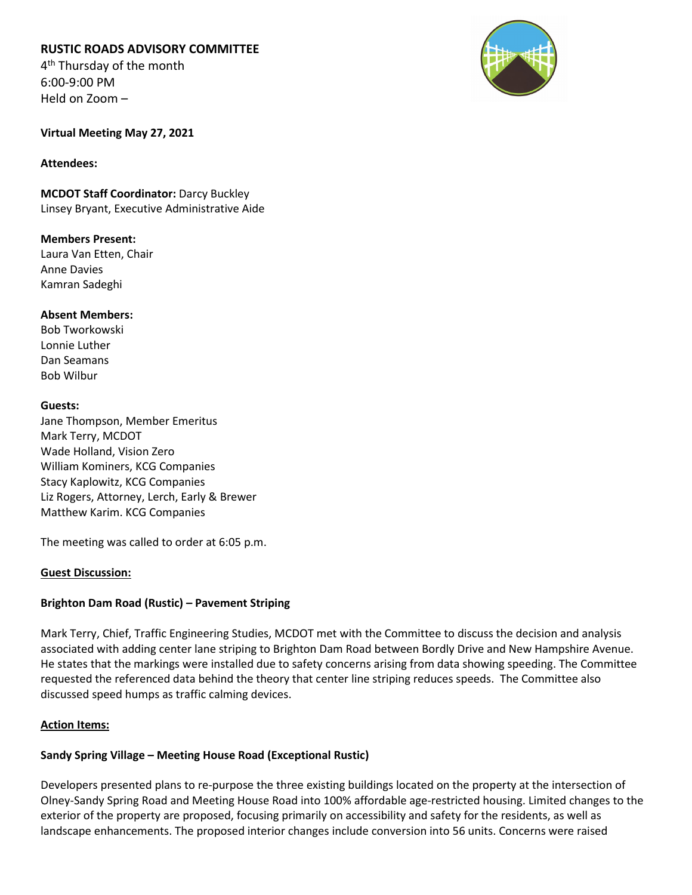**RUSTIC ROADS ADVISORY COMMITTEE**
4th Thursday of the month
6:00-9:00 PM
Held on Zoom –

**Virtual Meeting May 27, 2021**

**Attendees:**

**MCDOT Staff Coordinator:** Darcy Buckley
Linsey Bryant, Executive Administrative Aide

**Members Present:**
Laura Van Etten, Chair
Anne Davies
Kamran Sadeghi

**Absent Members:**
Bob Tworkowski
Lonnie Luther
Dan Seamans
Bob Wilbur

**Guests:**
Jane Thompson, Member Emeritus
Mark Terry, MCDOT
Wade Holland, Vision Zero
William Kominers, KCG Companies
Stacy Kaplowitz, KCG Companies
Liz Rogers, Attorney, Lerch, Early & Brewer
Matthew Karim. KCG Companies

The meeting was called to order at 6:05 p.m.

**Guest Discussion:**

**Brighton Dam Road (Rustic) – Pavement Striping**

Mark Terry, Chief, Traffic Engineering Studies, MCDOT met with the Committee to discuss the decision and analysis associated with adding center lane striping to Brighton Dam Road between Bordly Drive and New Hampshire Avenue. He states that the markings were installed due to safety concerns arising from data showing speeding. The Committee requested the referenced data behind the theory that center line striping reduces speeds. The Committee also discussed speed humps as traffic calming devices.

**Action Items:**

**Sandy Spring Village – Meeting House Road (Exceptional Rustic)**

Developers presented plans to re-purpose the three existing buildings located on the property at the intersection of Olney-Sandy Spring Road and Meeting House Road into 100% affordable age-restricted housing. Limited changes to the exterior of the property are proposed, focusing primarily on accessibility and safety for the residents, as well as landscape enhancements. The proposed interior changes include conversion into 56 units. Concerns were raised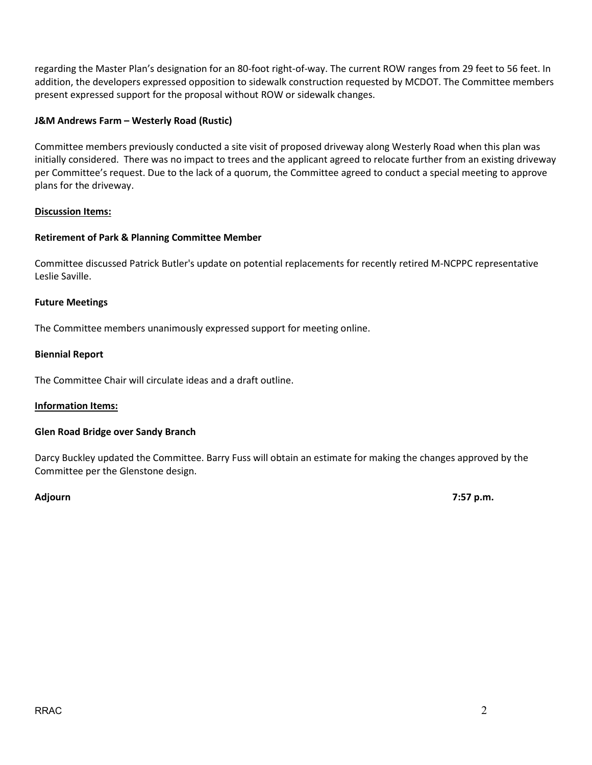regarding the Master Plan's designation for an 80-foot right-of-way. The current ROW ranges from 29 feet to 56 feet. In addition, the developers expressed opposition to sidewalk construction requested by MCDOT. The Committee members present expressed support for the proposal without ROW or sidewalk changes.

**J&M Andrews Farm – Westerly Road (Rustic)**

Committee members previously conducted a site visit of proposed driveway along Westerly Road when this plan was initially considered. There was no impact to trees and the applicant agreed to relocate further from an existing driveway per Committee's request. Due to the lack of a quorum, the Committee agreed to conduct a special meeting to approve plans for the driveway.

**Discussion Items:**

**Retirement of Park & Planning Committee Member**

Committee discussed Patrick Butler's update on potential replacements for recently retired M-NCPPC representative Leslie Saville.

**Future Meetings**

The Committee members unanimously expressed support for meeting online.

**Biennial Report**

The Committee Chair will circulate ideas and a draft outline.

**Information Items:**

**Glen Road Bridge over Sandy Branch**

Darcy Buckley updated the Committee. Barry Fuss will obtain an estimate for making the changes approved by the Committee per the Glenstone design.

**Adjourn** **7:57 p.m.**